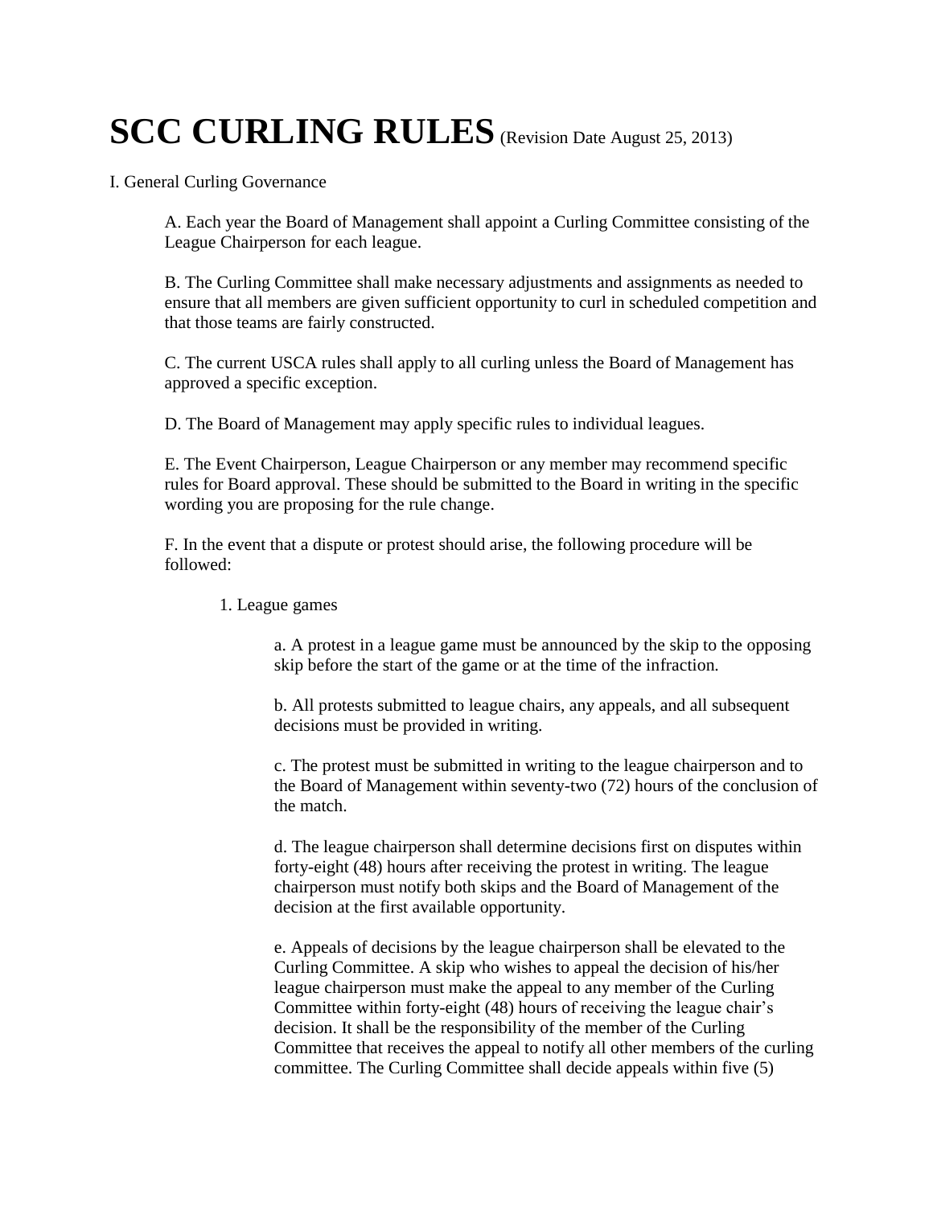# SCC CURLING RULES (Revision Date August 25, 2013)

I. General Curling Governance

A. Each year the Board of Management shall appoint a Curling Committee consisting of the League Chairperson for each league.

B. The Curling Committee shall make necessary adjustments and assignments as needed to ensure that all members are given sufficient opportunity to curl in scheduled competition and that those teams are fairly constructed.

C. The current USCA rules shall apply to all curling unless the Board of Management has approved a specific exception.

D. The Board of Management may apply specific rules to individual leagues.

E. The Event Chairperson, League Chairperson or any member may recommend specific rules for Board approval. These should be submitted to the Board in writing in the specific wording you are proposing for the rule change.

F. In the event that a dispute or protest should arise, the following procedure will be followed:

1. League games

a. A protest in a league game must be announced by the skip to the opposing skip before the start of the game or at the time of the infraction.

b. All protests submitted to league chairs, any appeals, and all subsequent decisions must be provided in writing.

c. The protest must be submitted in writing to the league chairperson and to the Board of Management within seventy-two (72) hours of the conclusion of the match.

d. The league chairperson shall determine decisions first on disputes within forty-eight (48) hours after receiving the protest in writing. The league chairperson must notify both skips and the Board of Management of the decision at the first available opportunity.

e. Appeals of decisions by the league chairperson shall be elevated to the Curling Committee. A skip who wishes to appeal the decision of his/her league chairperson must make the appeal to any member of the Curling Committee within forty-eight (48) hours of receiving the league chair's decision. It shall be the responsibility of the member of the Curling Committee that receives the appeal to notify all other members of the curling committee. The Curling Committee shall decide appeals within five (5)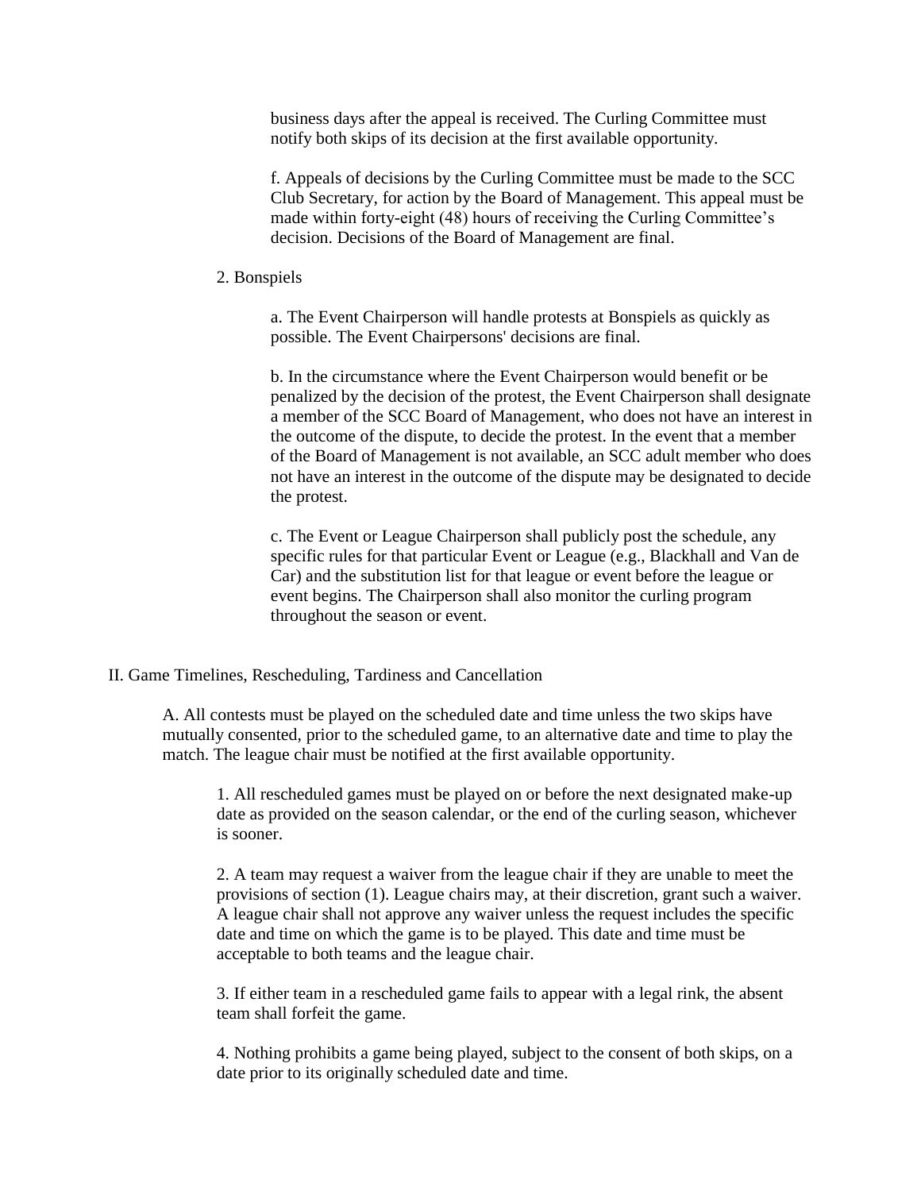business days after the appeal is received. The Curling Committee must notify both skips of its decision at the first available opportunity.

f. Appeals of decisions by the Curling Committee must be made to the SCC Club Secretary, for action by the Board of Management. This appeal must be made within forty-eight (48) hours of receiving the Curling Committee's decision. Decisions of the Board of Management are final.

2. Bonspiels

a. The Event Chairperson will handle protests at Bonspiels as quickly as possible. The Event Chairpersons' decisions are final.

b. In the circumstance where the Event Chairperson would benefit or be penalized by the decision of the protest, the Event Chairperson shall designate a member of the SCC Board of Management, who does not have an interest in the outcome of the dispute, to decide the protest. In the event that a member of the Board of Management is not available, an SCC adult member who does not have an interest in the outcome of the dispute may be designated to decide the protest.

c. The Event or League Chairperson shall publicly post the schedule, any specific rules for that particular Event or League (e.g., Blackhall and Van de Car) and the substitution list for that league or event before the league or event begins. The Chairperson shall also monitor the curling program throughout the season or event.

## II. Game Timelines, Rescheduling, Tardiness and Cancellation

A. All contests must be played on the scheduled date and time unless the two skips have mutually consented, prior to the scheduled game, to an alternative date and time to play the match. The league chair must be notified at the first available opportunity.

1. All rescheduled games must be played on or before the next designated make-up date as provided on the season calendar, or the end of the curling season, whichever is sooner.

2. A team may request a waiver from the league chair if they are unable to meet the provisions of section (1). League chairs may, at their discretion, grant such a waiver. A league chair shall not approve any waiver unless the request includes the specific date and time on which the game is to be played. This date and time must be acceptable to both teams and the league chair.

3. If either team in a rescheduled game fails to appear with a legal rink, the absent team shall forfeit the game.

4. Nothing prohibits a game being played, subject to the consent of both skips, on a date prior to its originally scheduled date and time.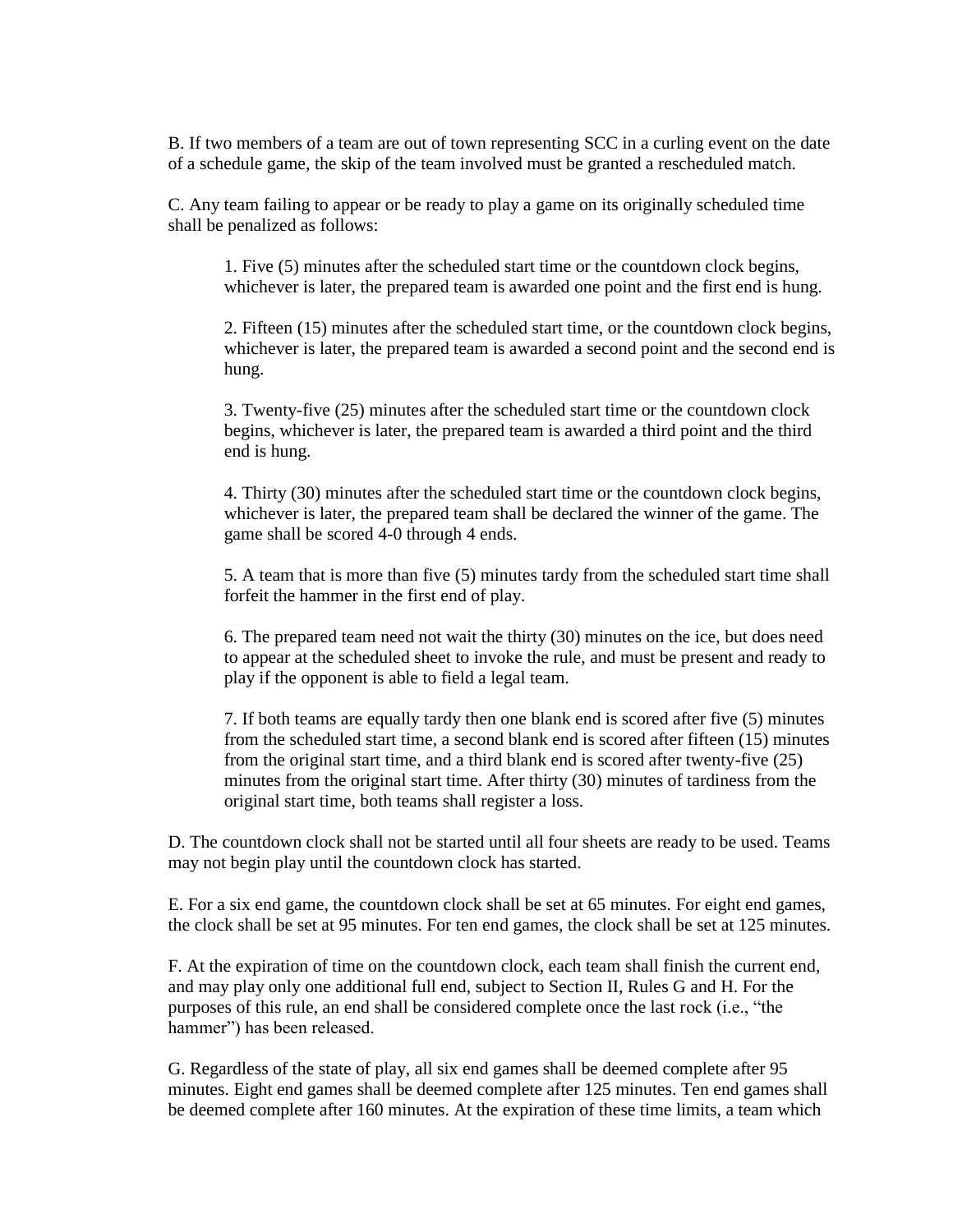B. If two members of a team are out of town representing SCC in a curling event on the date of a schedule game, the skip of the team involved must be granted a rescheduled match.

C. Any team failing to appear or be ready to play a game on its originally scheduled time shall be penalized as follows:

1. Five (5) minutes after the scheduled start time or the countdown clock begins, whichever is later, the prepared team is awarded one point and the first end is hung.

2. Fifteen (15) minutes after the scheduled start time, or the countdown clock begins, whichever is later, the prepared team is awarded a second point and the second end is hung.

3. Twenty-five (25) minutes after the scheduled start time or the countdown clock begins, whichever is later, the prepared team is awarded a third point and the third end is hung.

4. Thirty (30) minutes after the scheduled start time or the countdown clock begins, whichever is later, the prepared team shall be declared the winner of the game. The game shall be scored 4-0 through 4 ends.

5. A team that is more than five (5) minutes tardy from the scheduled start time shall forfeit the hammer in the first end of play.

6. The prepared team need not wait the thirty (30) minutes on the ice, but does need to appear at the scheduled sheet to invoke the rule, and must be present and ready to play if the opponent is able to field a legal team.

7. If both teams are equally tardy then one blank end is scored after five (5) minutes from the scheduled start time, a second blank end is scored after fifteen (15) minutes from the original start time, and a third blank end is scored after twenty-five (25) minutes from the original start time. After thirty (30) minutes of tardiness from the original start time, both teams shall register a loss.

D. The countdown clock shall not be started until all four sheets are ready to be used. Teams may not begin play until the countdown clock has started.

E. For a six end game, the countdown clock shall be set at 65 minutes. For eight end games, the clock shall be set at 95 minutes. For ten end games, the clock shall be set at 125 minutes.

F. At the expiration of time on the countdown clock, each team shall finish the current end, and may play only one additional full end, subject to Section II, Rules G and H. For the purposes of this rule, an end shall be considered complete once the last rock (i.e., "the hammer") has been released.

G. Regardless of the state of play, all six end games shall be deemed complete after 95 minutes. Eight end games shall be deemed complete after 125 minutes. Ten end games shall be deemed complete after 160 minutes. At the expiration of these time limits, a team which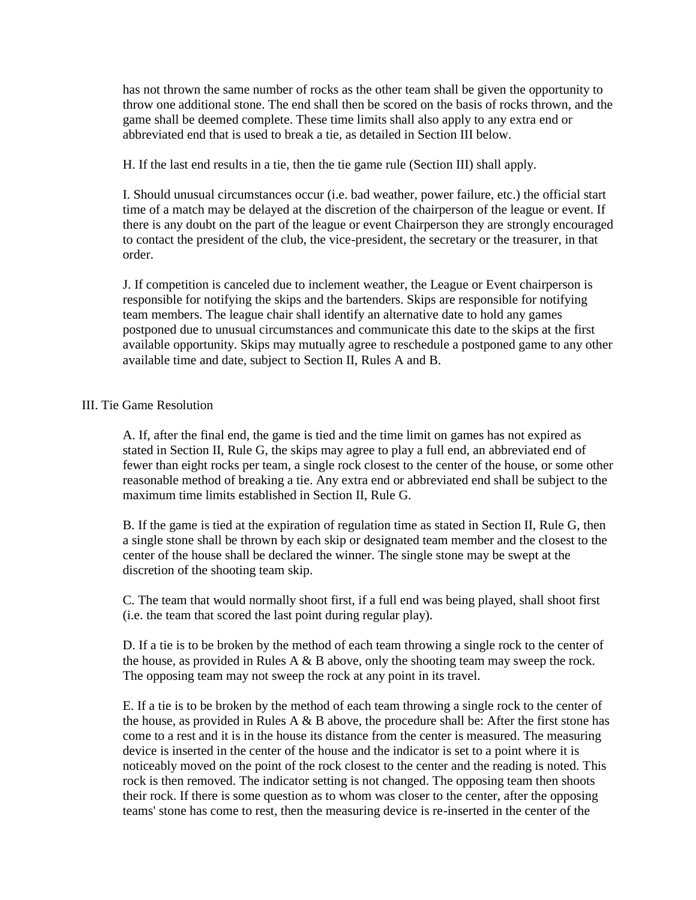has not thrown the same number of rocks as the other team shall be given the opportunity to throw one additional stone. The end shall then be scored on the basis of rocks thrown, and the game shall be deemed complete. These time limits shall also apply to any extra end or abbreviated end that is used to break a tie, as detailed in Section III below.

H. If the last end results in a tie, then the tie game rule (Section III) shall apply.

I. Should unusual circumstances occur (i.e. bad weather, power failure, etc.) the official start time of a match may be delayed at the discretion of the chairperson of the league or event. If there is any doubt on the part of the league or event Chairperson they are strongly encouraged to contact the president of the club, the vice-president, the secretary or the treasurer, in that order.

J. If competition is canceled due to inclement weather, the League or Event chairperson is responsible for notifying the skips and the bartenders. Skips are responsible for notifying team members. The league chair shall identify an alternative date to hold any games postponed due to unusual circumstances and communicate this date to the skips at the first available opportunity. Skips may mutually agree to reschedule a postponed game to any other available time and date, subject to Section II, Rules A and B.

## III. Tie Game Resolution

A. If, after the final end, the game is tied and the time limit on games has not expired as stated in Section II, Rule G, the skips may agree to play a full end, an abbreviated end of fewer than eight rocks per team, a single rock closest to the center of the house, or some other reasonable method of breaking a tie. Any extra end or abbreviated end shall be subject to the maximum time limits established in Section II, Rule G.

B. If the game is tied at the expiration of regulation time as stated in Section II, Rule G, then a single stone shall be thrown by each skip or designated team member and the closest to the center of the house shall be declared the winner. The single stone may be swept at the discretion of the shooting team skip.

C. The team that would normally shoot first, if a full end was being played, shall shoot first (i.e. the team that scored the last point during regular play).

D. If a tie is to be broken by the method of each team throwing a single rock to the center of the house, as provided in Rules A & B above, only the shooting team may sweep the rock. The opposing team may not sweep the rock at any point in its travel.

E. If a tie is to be broken by the method of each team throwing a single rock to the center of the house, as provided in Rules A & B above, the procedure shall be: After the first stone has come to a rest and it is in the house its distance from the center is measured. The measuring device is inserted in the center of the house and the indicator is set to a point where it is noticeably moved on the point of the rock closest to the center and the reading is noted. This rock is then removed. The indicator setting is not changed. The opposing team then shoots their rock. If there is some question as to whom was closer to the center, after the opposing teams' stone has come to rest, then the measuring device is re-inserted in the center of the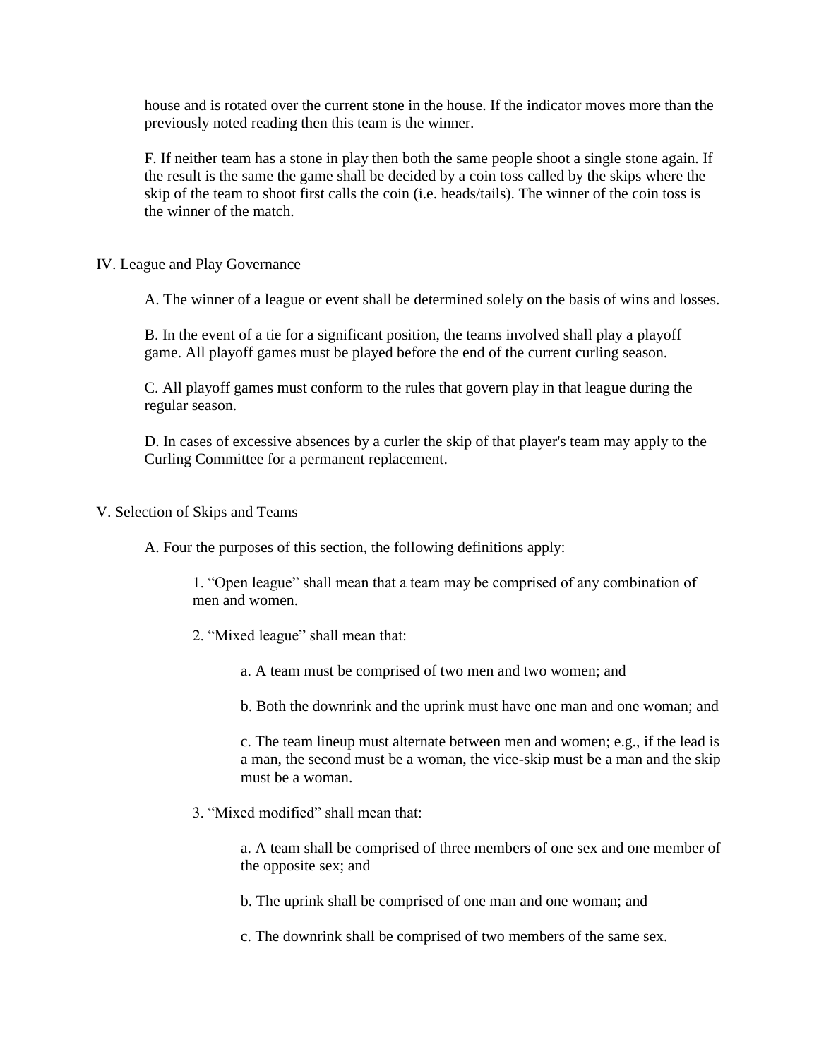house and is rotated over the current stone in the house. If the indicator moves more than the previously noted reading then this team is the winner.

F. If neither team has a stone in play then both the same people shoot a single stone again. If the result is the same the game shall be decided by a coin toss called by the skips where the skip of the team to shoot first calls the coin (i.e. heads/tails). The winner of the coin toss is the winner of the match.

## IV. League and Play Governance

A. The winner of a league or event shall be determined solely on the basis of wins and losses.

B. In the event of a tie for a significant position, the teams involved shall play a playoff game. All playoff games must be played before the end of the current curling season.

C. All playoff games must conform to the rules that govern play in that league during the regular season.

D. In cases of excessive absences by a curler the skip of that player's team may apply to the Curling Committee for a permanent replacement.

## V. Selection of Skips and Teams

A. Four the purposes of this section, the following definitions apply:

1. "Open league" shall mean that a team may be comprised of any combination of men and women.

2. "Mixed league" shall mean that:

   a. A team must be comprised of two men and two women; and

   b. Both the downrink and the uprink must have one man and one woman; and

   c. The team lineup must alternate between men and women; e.g., if the lead is a man, the second must be a woman, the vice-skip must be a man and the skip must be a woman.

3. "Mixed modified" shall mean that:

   a. A team shall be comprised of three members of one sex and one member of the opposite sex; and

   b. The uprink shall be comprised of one man and one woman; and

   c. The downrink shall be comprised of two members of the same sex.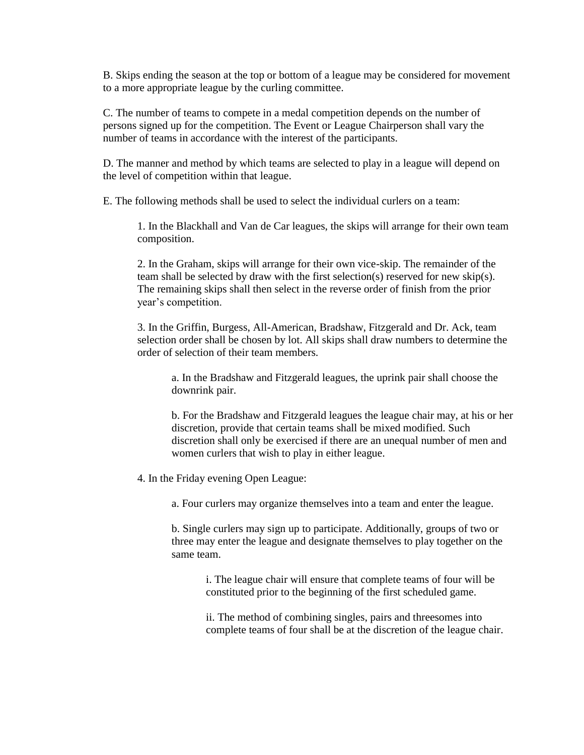B. Skips ending the season at the top or bottom of a league may be considered for movement to a more appropriate league by the curling committee.

C. The number of teams to compete in a medal competition depends on the number of persons signed up for the competition. The Event or League Chairperson shall vary the number of teams in accordance with the interest of the participants.

D. The manner and method by which teams are selected to play in a league will depend on the level of competition within that league.

E. The following methods shall be used to select the individual curlers on a team:

> 1. In the Blackhall and Van de Car leagues, the skips will arrange for their own team composition.
>
> 2. In the Graham, skips will arrange for their own vice-skip. The remainder of the team shall be selected by draw with the first selection(s) reserved for new skip(s). The remaining skips shall then select in the reverse order of finish from the prior year's competition.
>
> 3. In the Griffin, Burgess, All-American, Bradshaw, Fitzgerald and Dr. Ack, team selection order shall be chosen by lot. All skips shall draw numbers to determine the order of selection of their team members.
>
> > a. In the Bradshaw and Fitzgerald leagues, the uprink pair shall choose the downrink pair.
> >
> > b. For the Bradshaw and Fitzgerald leagues the league chair may, at his or her discretion, provide that certain teams shall be mixed modified. Such discretion shall only be exercised if there are an unequal number of men and women curlers that wish to play in either league.
>
> 4. In the Friday evening Open League:
>
> > a. Four curlers may organize themselves into a team and enter the league.
> >
> > b. Single curlers may sign up to participate. Additionally, groups of two or three may enter the league and designate themselves to play together on the same team.
> >
> > > i. The league chair will ensure that complete teams of four will be constituted prior to the beginning of the first scheduled game.
> > >
> > > ii. The method of combining singles, pairs and threesomes into complete teams of four shall be at the discretion of the league chair.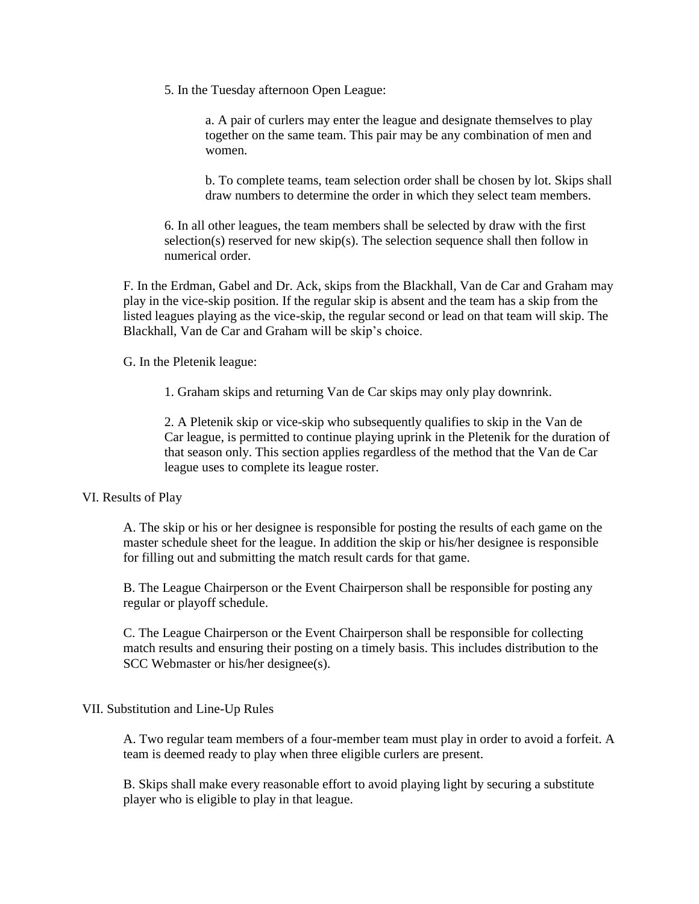5. In the Tuesday afternoon Open League:

a. A pair of curlers may enter the league and designate themselves to play together on the same team. This pair may be any combination of men and women.

b. To complete teams, team selection order shall be chosen by lot. Skips shall draw numbers to determine the order in which they select team members.

6. In all other leagues, the team members shall be selected by draw with the first selection(s) reserved for new skip(s). The selection sequence shall then follow in numerical order.

F. In the Erdman, Gabel and Dr. Ack, skips from the Blackhall, Van de Car and Graham may play in the vice-skip position. If the regular skip is absent and the team has a skip from the listed leagues playing as the vice-skip, the regular second or lead on that team will skip. The Blackhall, Van de Car and Graham will be skip's choice.

G. In the Pletenik league:

1. Graham skips and returning Van de Car skips may only play downrink.

2. A Pletenik skip or vice-skip who subsequently qualifies to skip in the Van de Car league, is permitted to continue playing uprink in the Pletenik for the duration of that season only. This section applies regardless of the method that the Van de Car league uses to complete its league roster.

## VI. Results of Play

A. The skip or his or her designee is responsible for posting the results of each game on the master schedule sheet for the league. In addition the skip or his/her designee is responsible for filling out and submitting the match result cards for that game.

B. The League Chairperson or the Event Chairperson shall be responsible for posting any regular or playoff schedule.

C. The League Chairperson or the Event Chairperson shall be responsible for collecting match results and ensuring their posting on a timely basis. This includes distribution to the SCC Webmaster or his/her designee(s).

## VII. Substitution and Line-Up Rules

A. Two regular team members of a four-member team must play in order to avoid a forfeit. A team is deemed ready to play when three eligible curlers are present.

B. Skips shall make every reasonable effort to avoid playing light by securing a substitute player who is eligible to play in that league.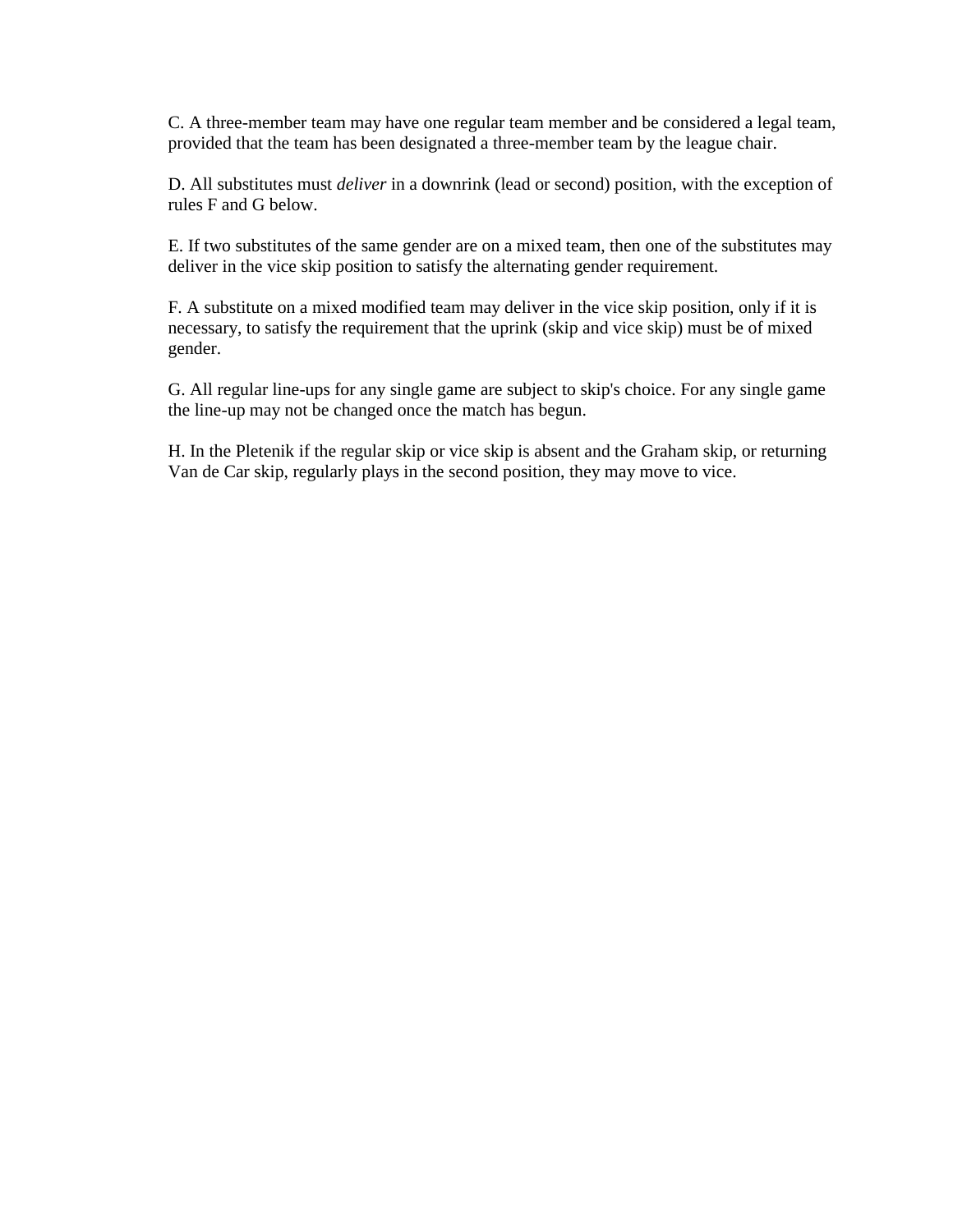C. A three-member team may have one regular team member and be considered a legal team, provided that the team has been designated a three-member team by the league chair.

D. All substitutes must *deliver* in a downrink (lead or second) position, with the exception of rules F and G below.

E. If two substitutes of the same gender are on a mixed team, then one of the substitutes may deliver in the vice skip position to satisfy the alternating gender requirement.

F. A substitute on a mixed modified team may deliver in the vice skip position, only if it is necessary, to satisfy the requirement that the uprink (skip and vice skip) must be of mixed gender.

G. All regular line-ups for any single game are subject to skip's choice. For any single game the line-up may not be changed once the match has begun.

H. In the Pletenik if the regular skip or vice skip is absent and the Graham skip, or returning Van de Car skip, regularly plays in the second position, they may move to vice.